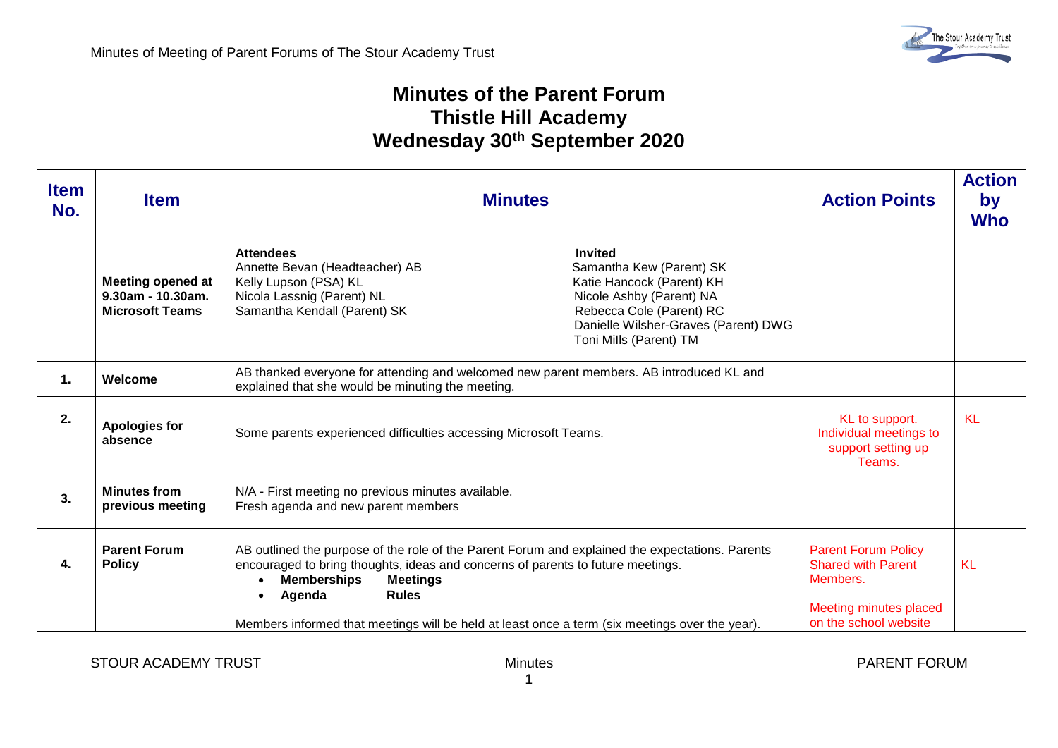# Minutes of the Parent Forum
# Thistle Hill Academy
# Wednesday 30th September 2020

| Item No. | Item | Minutes | Action Points | Action by Who |
|---|---|---|---|---|
| | **Meeting opened at 9.30am - 10.30am. Microsoft Teams** | **Attendees**<br>Annette Bevan (Headteacher) AB<br>Kelly Lupson (PSA) KL<br>Nicola Lassnig (Parent) NL<br>Samantha Kendall (Parent) SK<br><br>**Invited**<br>Samantha Kew (Parent) SK<br>Katie Hancock (Parent) KH<br>Nicole Ashby (Parent) NA<br>Rebecca Cole (Parent) RC<br>Danielle Wilsher-Graves (Parent) DWG<br>Toni Mills (Parent) TM | | |
| **1.** | **Welcome** | AB thanked everyone for attending and welcomed new parent members. AB introduced KL and explained that she would be minuting the meeting. | | |
| **2.** | **Apologies for absence** | Some parents experienced difficulties accessing Microsoft Teams. | KL to support. Individual meetings to support setting up Teams. | KL |
| **3.** | **Minutes from previous meeting** | N/A - First meeting no previous minutes available.<br>Fresh agenda and new parent members | | |
| **4.** | **Parent Forum Policy** | AB outlined the purpose of the role of the Parent Forum and explained the expectations. Parents encouraged to bring thoughts, ideas and concerns of parents to future meetings.<br>• **Memberships** **Meetings**<br>• **Agenda** **Rules**<br><br>Members informed that meetings will be held at least once a term (six meetings over the year). | Parent Forum Policy Shared with Parent Members.<br><br>Meeting minutes placed on the school website | KL |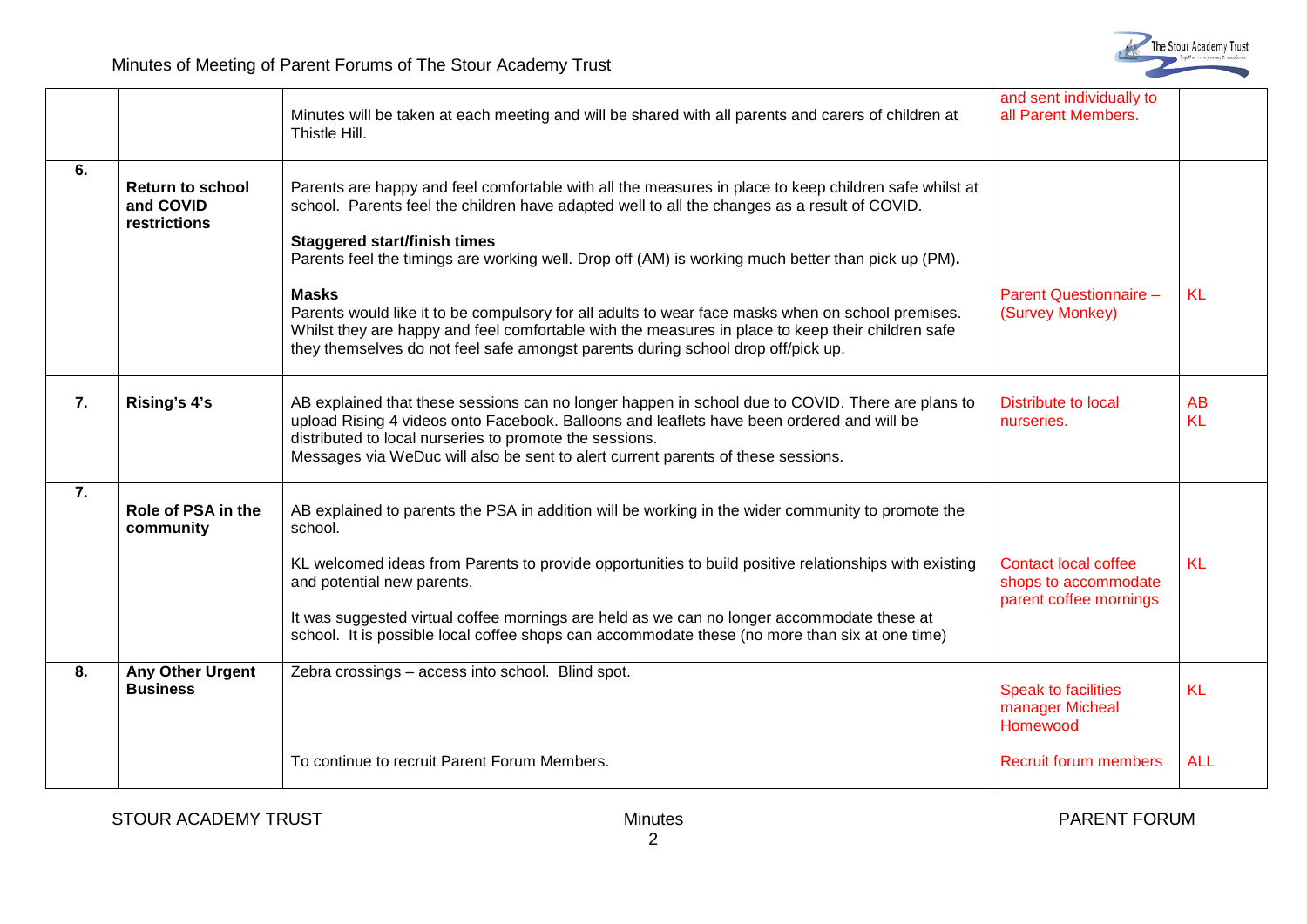| | | | | |
|---|---|---|---|---|
| | | Minutes will be taken at each meeting and will be shared with all parents and carers of children at Thistle Hill. | and sent individually to all Parent Members. | |
| 6. | **Return to school and COVID restrictions** | Parents are happy and feel comfortable with all the measures in place to keep children safe whilst at school. Parents feel the children have adapted well to all the changes as a result of COVID.<br><br>**Staggered start/finish times**<br>Parents feel the timings are working well. Drop off (AM) is working much better than pick up (PM).<br><br>**Masks**<br>Parents would like it to be compulsory for all adults to wear face masks when on school premises. Whilst they are happy and feel comfortable with the measures in place to keep their children safe they themselves do not feel safe amongst parents during school drop off/pick up. | Parent Questionnaire – (Survey Monkey) | KL |
| 7. | **Rising's 4's** | AB explained that these sessions can no longer happen in school due to COVID. There are plans to upload Rising 4 videos onto Facebook. Balloons and leaflets have been ordered and will be distributed to local nurseries to promote the sessions.<br>Messages via WeDuc will also be sent to alert current parents of these sessions. | Distribute to local nurseries. | AB<br>KL |
| 7. | **Role of PSA in the community** | AB explained to parents the PSA in addition will be working in the wider community to promote the school.<br><br>KL welcomed ideas from Parents to provide opportunities to build positive relationships with existing and potential new parents.<br><br>It was suggested virtual coffee mornings are held as we can no longer accommodate these at school. It is possible local coffee shops can accommodate these (no more than six at one time) | Contact local coffee shops to accommodate parent coffee mornings | KL |
| 8. | **Any Other Urgent Business** | Zebra crossings – access into school. Blind spot.<br><br>To continue to recruit Parent Forum Members. | Speak to facilities manager Micheal Homewood<br><br>Recruit forum members | KL<br><br>ALL |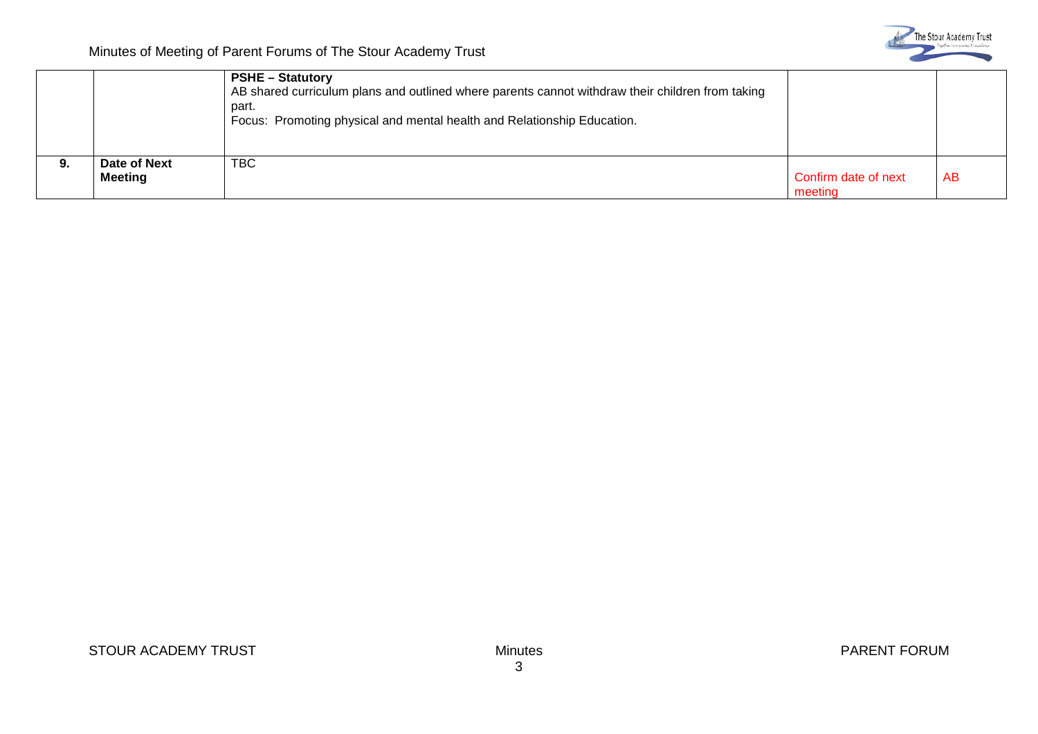| | | | | |
|---|---|---|---|---|
| | | **PSHE – Statutory**<br>AB shared curriculum plans and outlined where parents cannot withdraw their children from taking part.<br>Focus: Promoting physical and mental health and Relationship Education. | | |
| **9.** | **Date of Next Meeting** | TBC | Confirm date of next meeting | AB |